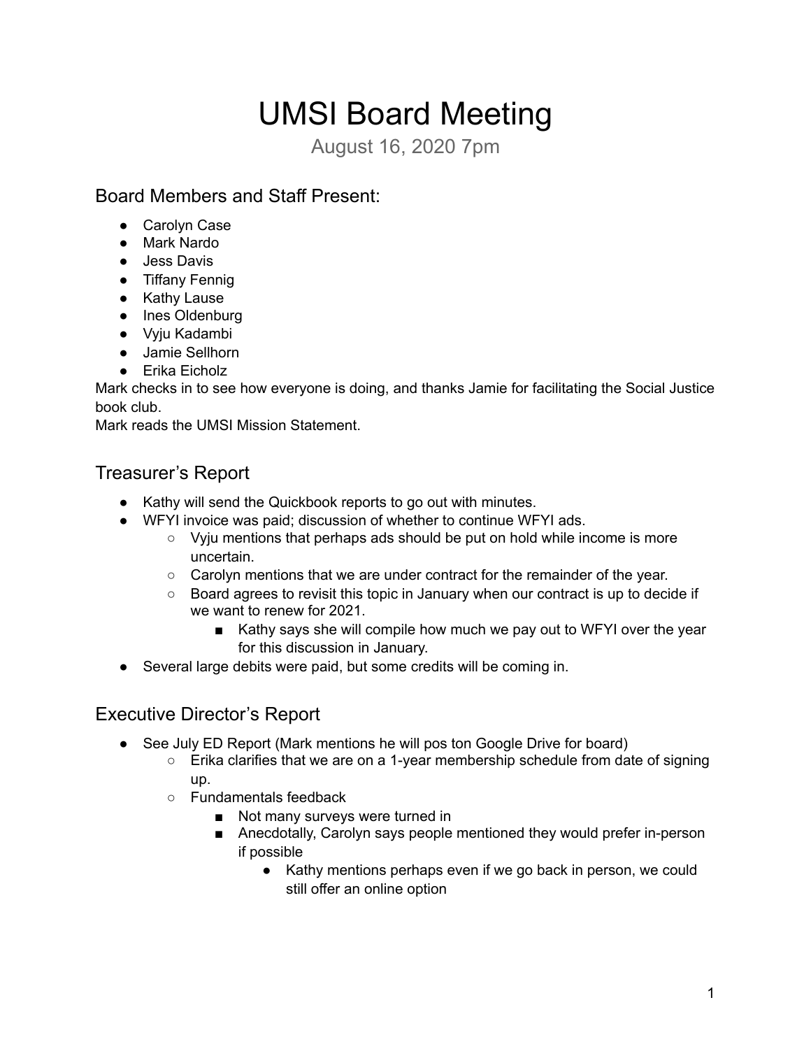# UMSI Board Meeting

August 16, 2020 7pm

## Board Members and Staff Present:

- Carolyn Case
- Mark Nardo
- Jess Davis
- Tiffany Fennig
- Kathy Lause
- Ines Oldenburg
- Vyju Kadambi
- Jamie Sellhorn
- Erika Eicholz

Mark checks in to see how everyone is doing, and thanks Jamie for facilitating the Social Justice book club.
Mark reads the UMSI Mission Statement.

## Treasurer's Report

- Kathy will send the Quickbook reports to go out with minutes.
- WFYI invoice was paid; discussion of whether to continue WFYI ads.
  - Vyju mentions that perhaps ads should be put on hold while income is more uncertain.
  - Carolyn mentions that we are under contract for the remainder of the year.
  - Board agrees to revisit this topic in January when our contract is up to decide if we want to renew for 2021.
    - Kathy says she will compile how much we pay out to WFYI over the year for this discussion in January.
- Several large debits were paid, but some credits will be coming in.

## Executive Director's Report

- See July ED Report (Mark mentions he will pos ton Google Drive for board)
  - Erika clarifies that we are on a 1-year membership schedule from date of signing up.
  - Fundamentals feedback
    - Not many surveys were turned in
    - Anecdotally, Carolyn says people mentioned they would prefer in-person if possible
      - Kathy mentions perhaps even if we go back in person, we could still offer an online option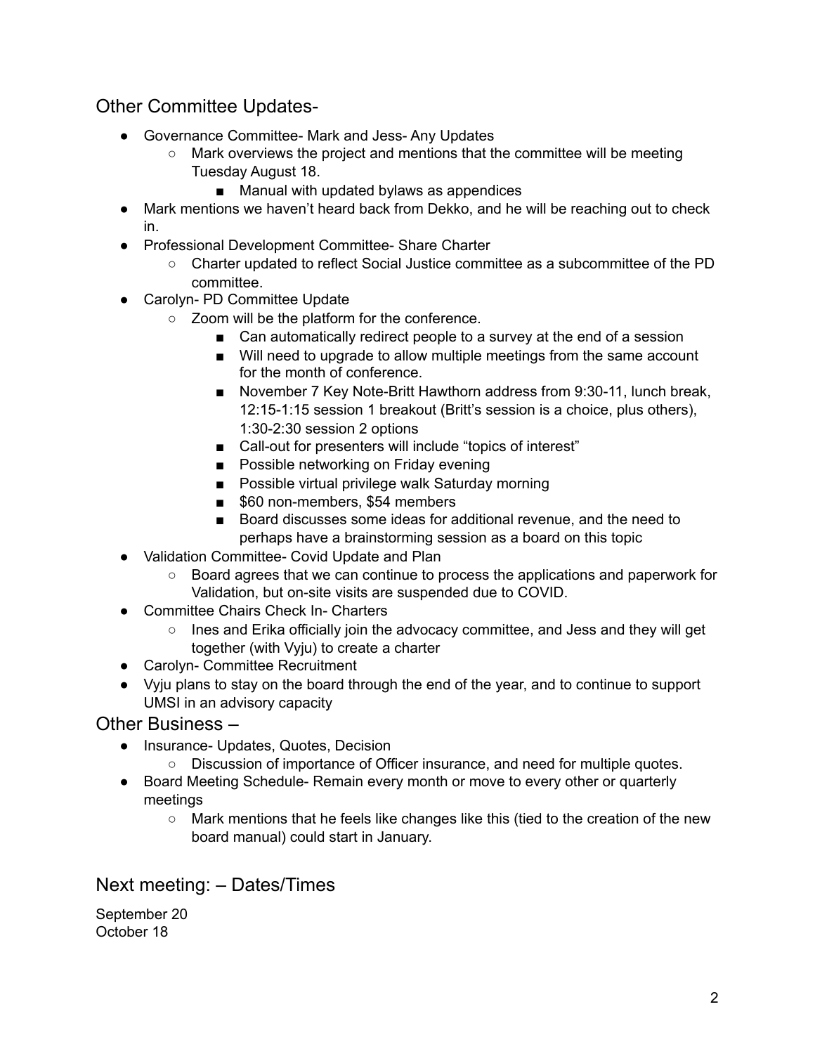## Other Committee Updates-

- Governance Committee- Mark and Jess- Any Updates
  - Mark overviews the project and mentions that the committee will be meeting Tuesday August 18.
    - Manual with updated bylaws as appendices
- Mark mentions we haven't heard back from Dekko, and he will be reaching out to check in.
- Professional Development Committee- Share Charter
  - Charter updated to reflect Social Justice committee as a subcommittee of the PD committee.
- Carolyn- PD Committee Update
  - Zoom will be the platform for the conference.
    - Can automatically redirect people to a survey at the end of a session
    - Will need to upgrade to allow multiple meetings from the same account for the month of conference.
    - November 7 Key Note-Britt Hawthorn address from 9:30-11, lunch break, 12:15-1:15 session 1 breakout (Britt's session is a choice, plus others), 1:30-2:30 session 2 options
    - Call-out for presenters will include "topics of interest"
    - Possible networking on Friday evening
    - Possible virtual privilege walk Saturday morning
    - $60 non-members, $54 members
    - Board discusses some ideas for additional revenue, and the need to perhaps have a brainstorming session as a board on this topic
- Validation Committee- Covid Update and Plan
  - Board agrees that we can continue to process the applications and paperwork for Validation, but on-site visits are suspended due to COVID.
- Committee Chairs Check In- Charters
  - Ines and Erika officially join the advocacy committee, and Jess and they will get together (with Vyju) to create a charter
- Carolyn- Committee Recruitment
- Vyju plans to stay on the board through the end of the year, and to continue to support UMSI in an advisory capacity

## Other Business –

- Insurance- Updates, Quotes, Decision
  - Discussion of importance of Officer insurance, and need for multiple quotes.
- Board Meeting Schedule- Remain every month or move to every other or quarterly meetings
  - Mark mentions that he feels like changes like this (tied to the creation of the new board manual) could start in January.

## Next meeting: – Dates/Times

September 20
October 18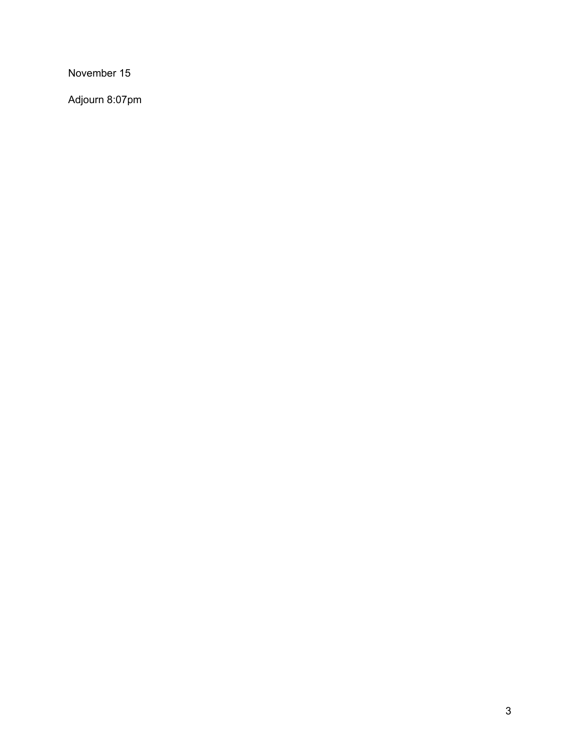November 15

Adjourn 8:07pm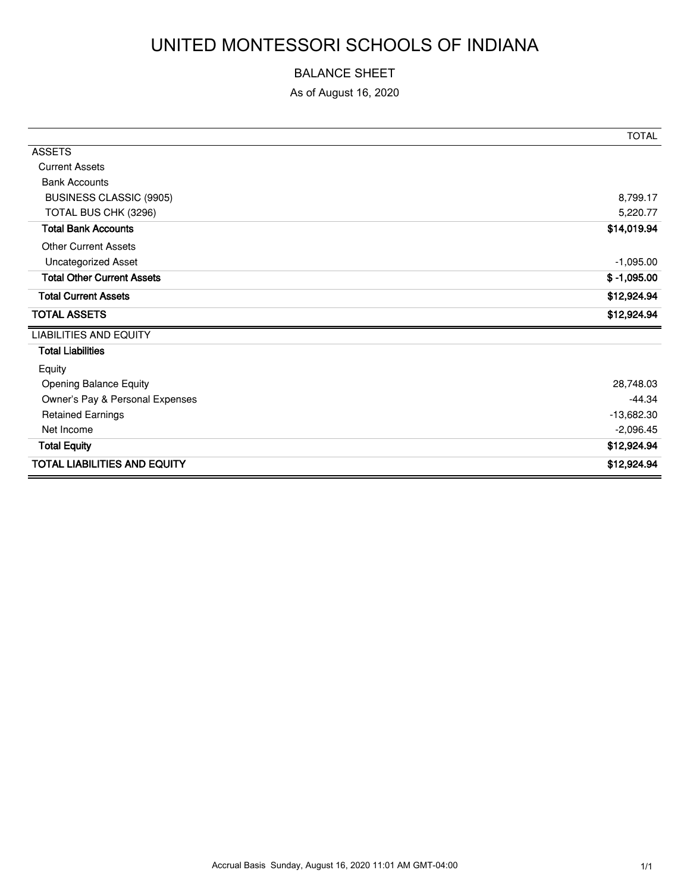# UNITED MONTESSORI SCHOOLS OF INDIANA

BALANCE SHEET

As of August 16, 2020

| | TOTAL |
|---|---|
| ASSETS | |
| Current Assets | |
| Bank Accounts | |
| BUSINESS CLASSIC (9905) | 8,799.17 |
| TOTAL BUS CHK (3296) | 5,220.77 |
| **Total Bank Accounts** | **$14,019.94** |
| Other Current Assets | |
| Uncategorized Asset | -1,095.00 |
| **Total Other Current Assets** | **$ -1,095.00** |
| **Total Current Assets** | **$12,924.94** |
| **TOTAL ASSETS** | **$12,924.94** |
| LIABILITIES AND EQUITY | |
| **Total Liabilities** | |
| Equity | |
| Opening Balance Equity | 28,748.03 |
| Owner's Pay & Personal Expenses | -44.34 |
| Retained Earnings | -13,682.30 |
| Net Income | -2,096.45 |
| **Total Equity** | **$12,924.94** |
| **TOTAL LIABILITIES AND EQUITY** | **$12,924.94** |

Accrual Basis Sunday, August 16, 2020 11:01 AM GMT-04:00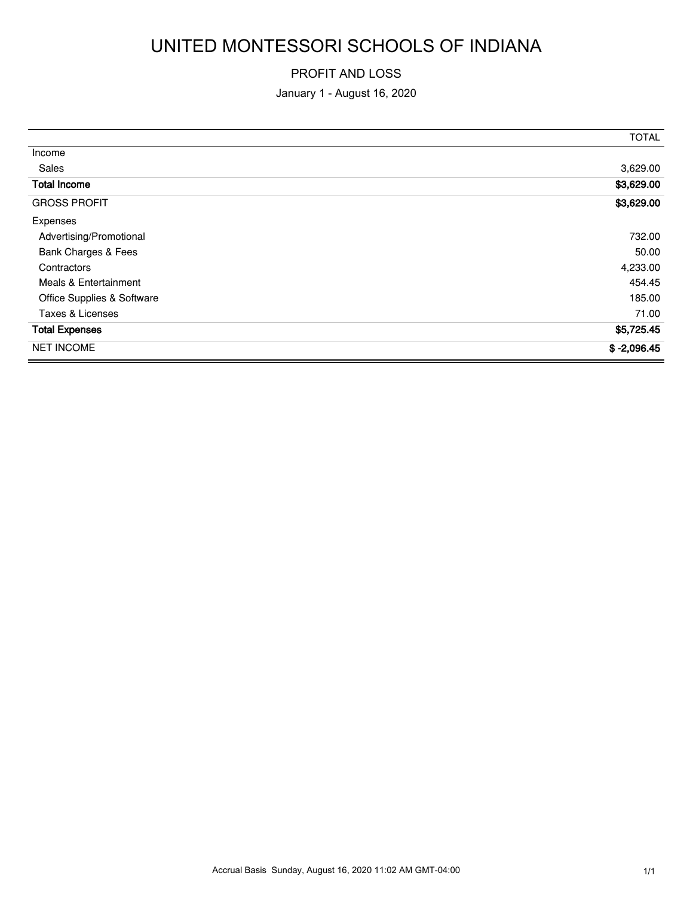# UNITED MONTESSORI SCHOOLS OF INDIANA

## PROFIT AND LOSS

January 1 - August 16, 2020

| | TOTAL |
|---|---|
| Income | |
| Sales | 3,629.00 |
| **Total Income** | **$3,629.00** |
| GROSS PROFIT | **$3,629.00** |
| Expenses | |
| Advertising/Promotional | 732.00 |
| Bank Charges & Fees | 50.00 |
| Contractors | 4,233.00 |
| Meals & Entertainment | 454.45 |
| Office Supplies & Software | 185.00 |
| Taxes & Licenses | 71.00 |
| **Total Expenses** | **$5,725.45** |
| NET INCOME | **$ -2,096.45** |

Accrual Basis Sunday, August 16, 2020 11:02 AM GMT-04:00